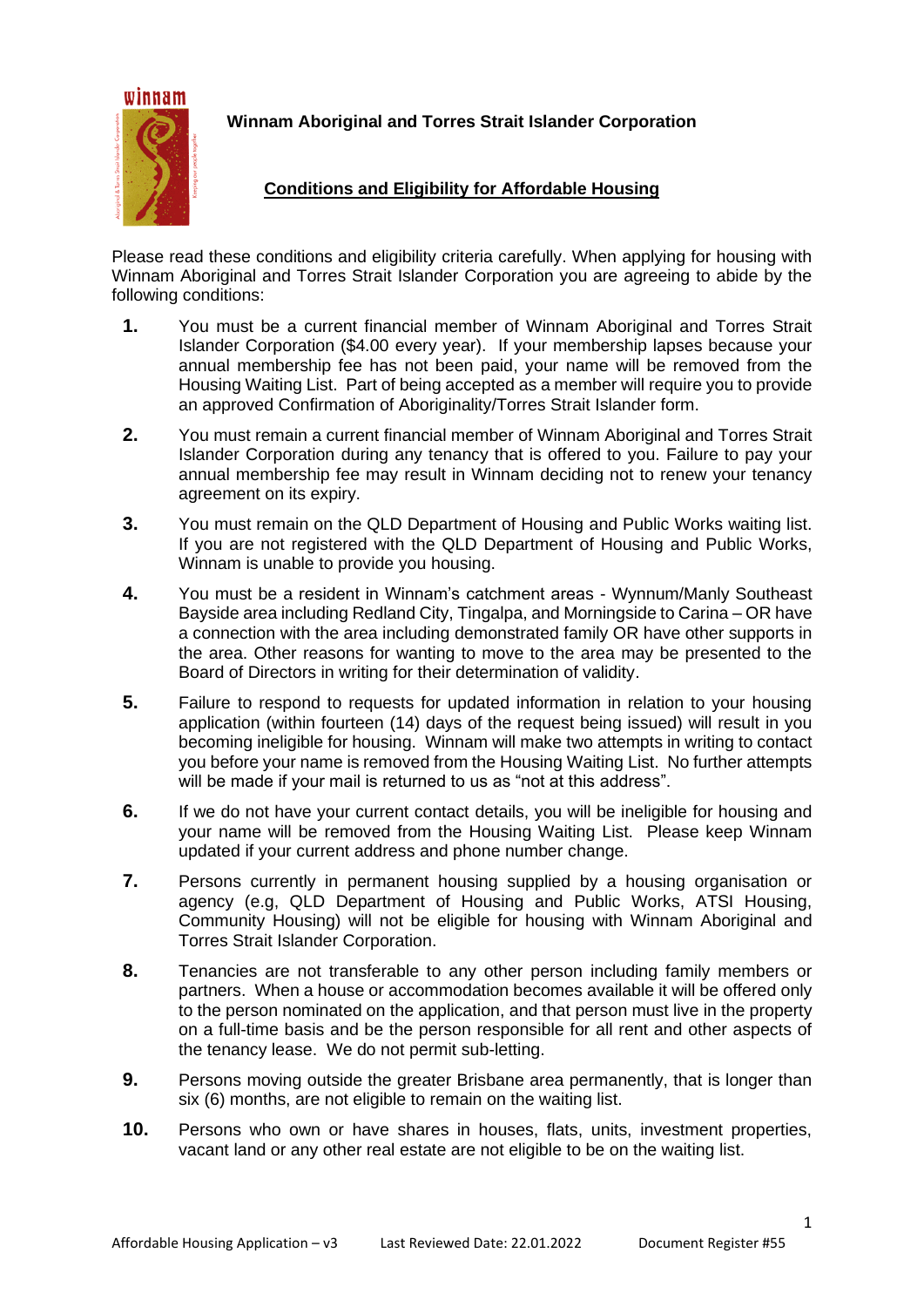**Winnam Aboriginal and Torres Strait Islander Corporation**

## Conditions and Eligibility for Affordable Housing

Please read these conditions and eligibility criteria carefully. When applying for housing with Winnam Aboriginal and Torres Strait Islander Corporation you are agreeing to abide by the following conditions:

1. You must be a current financial member of Winnam Aboriginal and Torres Strait Islander Corporation ($4.00 every year). If your membership lapses because your annual membership fee has not been paid, your name will be removed from the Housing Waiting List. Part of being accepted as a member will require you to provide an approved Confirmation of Aboriginality/Torres Strait Islander form.

2. You must remain a current financial member of Winnam Aboriginal and Torres Strait Islander Corporation during any tenancy that is offered to you. Failure to pay your annual membership fee may result in Winnam deciding not to renew your tenancy agreement on its expiry.

3. You must remain on the QLD Department of Housing and Public Works waiting list. If you are not registered with the QLD Department of Housing and Public Works, Winnam is unable to provide you housing.

4. You must be a resident in Winnam's catchment areas - Wynnum/Manly Southeast Bayside area including Redland City, Tingalpa, and Morningside to Carina – OR have a connection with the area including demonstrated family OR have other supports in the area. Other reasons for wanting to move to the area may be presented to the Board of Directors in writing for their determination of validity.

5. Failure to respond to requests for updated information in relation to your housing application (within fourteen (14) days of the request being issued) will result in you becoming ineligible for housing. Winnam will make two attempts in writing to contact you before your name is removed from the Housing Waiting List. No further attempts will be made if your mail is returned to us as "not at this address".

6. If we do not have your current contact details, you will be ineligible for housing and your name will be removed from the Housing Waiting List. Please keep Winnam updated if your current address and phone number change.

7. Persons currently in permanent housing supplied by a housing organisation or agency (e.g, QLD Department of Housing and Public Works, ATSI Housing, Community Housing) will not be eligible for housing with Winnam Aboriginal and Torres Strait Islander Corporation.

8. Tenancies are not transferable to any other person including family members or partners. When a house or accommodation becomes available it will be offered only to the person nominated on the application, and that person must live in the property on a full-time basis and be the person responsible for all rent and other aspects of the tenancy lease. We do not permit sub-letting.

9. Persons moving outside the greater Brisbane area permanently, that is longer than six (6) months, are not eligible to remain on the waiting list.

10. Persons who own or have shares in houses, flats, units, investment properties, vacant land or any other real estate are not eligible to be on the waiting list.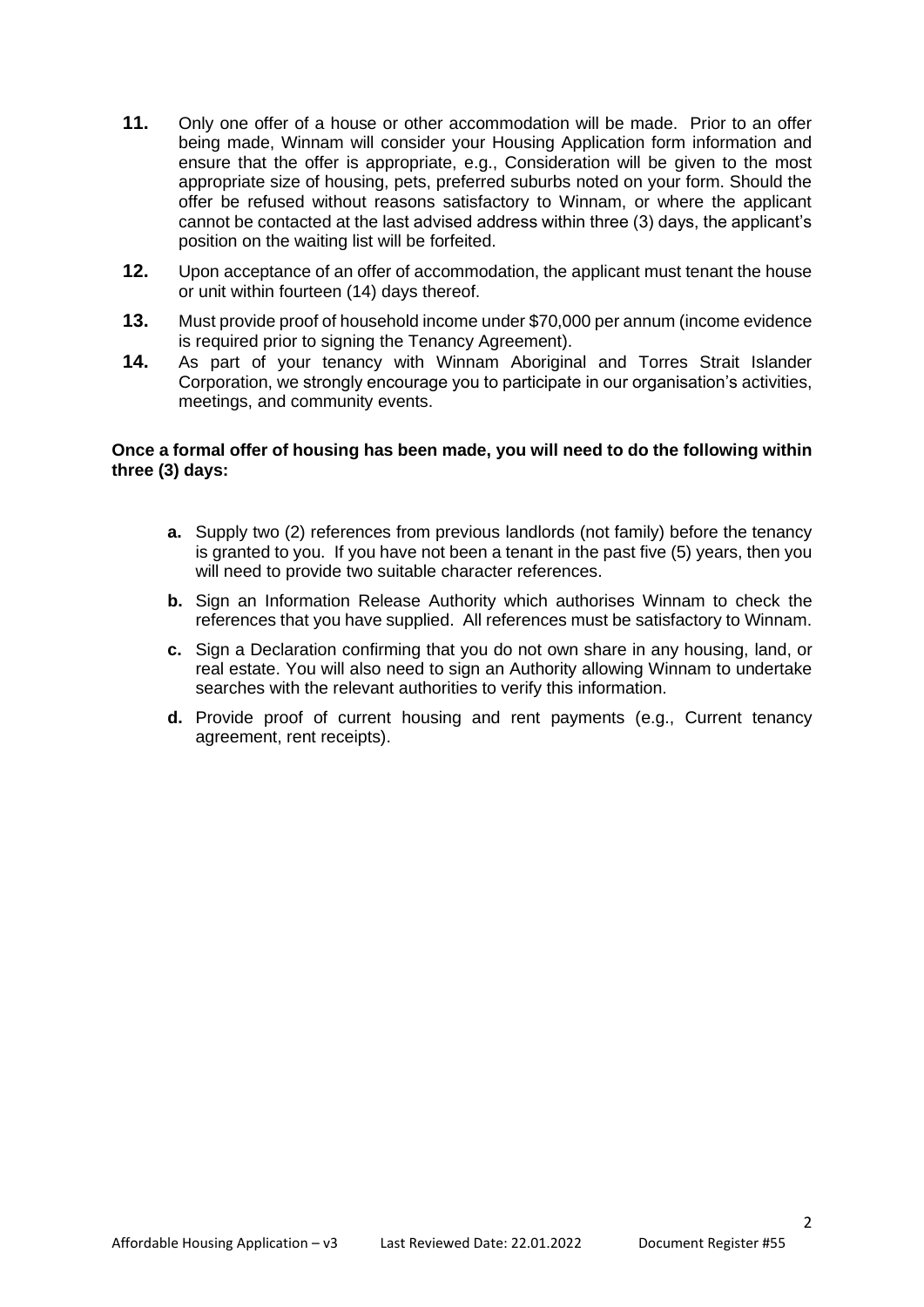11. Only one offer of a house or other accommodation will be made. Prior to an offer being made, Winnam will consider your Housing Application form information and ensure that the offer is appropriate, e.g., Consideration will be given to the most appropriate size of housing, pets, preferred suburbs noted on your form. Should the offer be refused without reasons satisfactory to Winnam, or where the applicant cannot be contacted at the last advised address within three (3) days, the applicant's position on the waiting list will be forfeited.
12. Upon acceptance of an offer of accommodation, the applicant must tenant the house or unit within fourteen (14) days thereof.
13. Must provide proof of household income under $70,000 per annum (income evidence is required prior to signing the Tenancy Agreement).
14. As part of your tenancy with Winnam Aboriginal and Torres Strait Islander Corporation, we strongly encourage you to participate in our organisation's activities, meetings, and community events.

**Once a formal offer of housing has been made, you will need to do the following within three (3) days:**

- **a.** Supply two (2) references from previous landlords (not family) before the tenancy is granted to you. If you have not been a tenant in the past five (5) years, then you will need to provide two suitable character references.
- **b.** Sign an Information Release Authority which authorises Winnam to check the references that you have supplied. All references must be satisfactory to Winnam.
- **c.** Sign a Declaration confirming that you do not own share in any housing, land, or real estate. You will also need to sign an Authority allowing Winnam to undertake searches with the relevant authorities to verify this information.
- **d.** Provide proof of current housing and rent payments (e.g., Current tenancy agreement, rent receipts).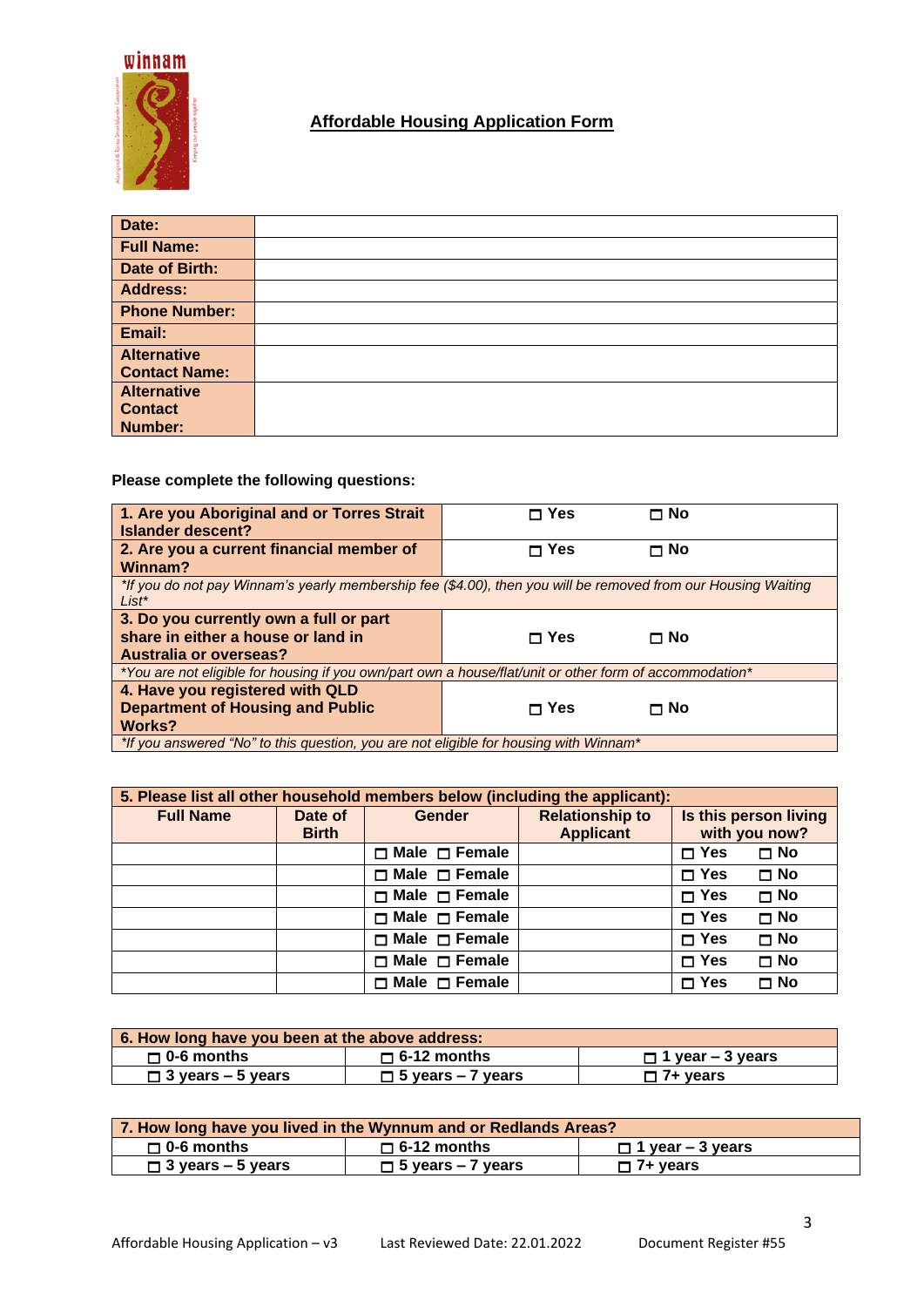## Affordable Housing Application Form

| Date: | |
|---|---|
| Full Name: | |
| Date of Birth: | |
| Address: | |
| Phone Number: | |
| Email: | |
| Alternative Contact Name: | |
| Alternative Contact Number: | |

**Please complete the following questions:**

| Question | Yes | No |
|---|---|---|
| **1. Are you Aboriginal and or Torres Strait Islander descent?** | ☐ Yes | ☐ No |
| **2. Are you a current financial member of Winnam?** | ☐ Yes | ☐ No |
| *\*If you do not pay Winnam's yearly membership fee ($4.00), then you will be removed from our Housing Waiting List\** | | |
| **3. Do you currently own a full or part share in either a house or land in Australia or overseas?** | ☐ Yes | ☐ No |
| *\*You are not eligible for housing if you own/part own a house/flat/unit or other form of accommodation\** | | |
| **4. Have you registered with QLD Department of Housing and Public Works?** | ☐ Yes | ☐ No |
| *\*If you answered "No" to this question, you are not eligible for housing with Winnam\** | | |

| 5. Please list all other household members below (including the applicant): | | | | |
|---|---|---|---|---|
| **Full Name** | **Date of Birth** | **Gender** | **Relationship to Applicant** | **Is this person living with you now?** |
| | | ☐ Male ☐ Female | | ☐ Yes ☐ No |
| | | ☐ Male ☐ Female | | ☐ Yes ☐ No |
| | | ☐ Male ☐ Female | | ☐ Yes ☐ No |
| | | ☐ Male ☐ Female | | ☐ Yes ☐ No |
| | | ☐ Male ☐ Female | | ☐ Yes ☐ No |
| | | ☐ Male ☐ Female | | ☐ Yes ☐ No |
| | | ☐ Male ☐ Female | | ☐ Yes ☐ No |

| 6. How long have you been at the above address: | | |
|---|---|---|
| ☐ 0-6 months | ☐ 6-12 months | ☐ 1 year – 3 years |
| ☐ 3 years – 5 years | ☐ 5 years – 7 years | ☐ 7+ years |

| 7. How long have you lived in the Wynnum and or Redlands Areas? | | |
|---|---|---|
| ☐ 0-6 months | ☐ 6-12 months | ☐ 1 year – 3 years |
| ☐ 3 years – 5 years | ☐ 5 years – 7 years | ☐ 7+ years |

Affordable Housing Application – v3 Last Reviewed Date: 22.01.2022 Document Register #55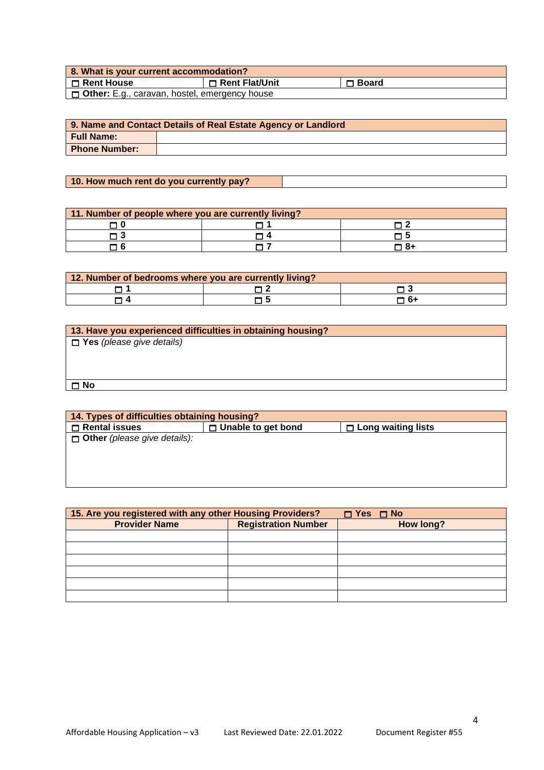| 8. What is your current accommodation? | | |
|---|---|---|
| ☐ **Rent House** | ☐ **Rent Flat/Unit** | ☐ **Board** |
| ☐ **Other:** E.g., caravan, hostel, emergency house | | |

| 9. Name and Contact Details of Real Estate Agency or Landlord | |
|---|---|
| **Full Name:** | |
| **Phone Number:** | |

| 10. How much rent do you currently pay? | |
|---|---|

| 11. Number of people where you are currently living? | | |
|---|---|---|
| ☐ **0** | ☐ **1** | ☐ **2** |
| ☐ **3** | ☐ **4** | ☐ **5** |
| ☐ **6** | ☐ **7** | ☐ **8+** |

| 12. Number of bedrooms where you are currently living? | | |
|---|---|---|
| ☐ **1** | ☐ **2** | ☐ **3** |
| ☐ **4** | ☐ **5** | ☐ **6+** |

| 13. Have you experienced difficulties in obtaining housing? |
|---|
| ☐ **Yes** *(please give details)* |
| ☐ **No** |

| 14. Types of difficulties obtaining housing? | | |
|---|---|---|
| ☐ **Rental issues** | ☐ **Unable to get bond** | ☐ **Long waiting lists** |
| ☐ **Other** *(please give details):* | | |

| 15. Are you registered with any other Housing Providers? | | ☐ **Yes** ☐ **No** |
|---|---|---|
| **Provider Name** | **Registration Number** | **How long?** |
| | | |
| | | |
| | | |
| | | |
| | | |
| | | |

Affordable Housing Application – v3 Last Reviewed Date: 22.01.2022 Document Register #55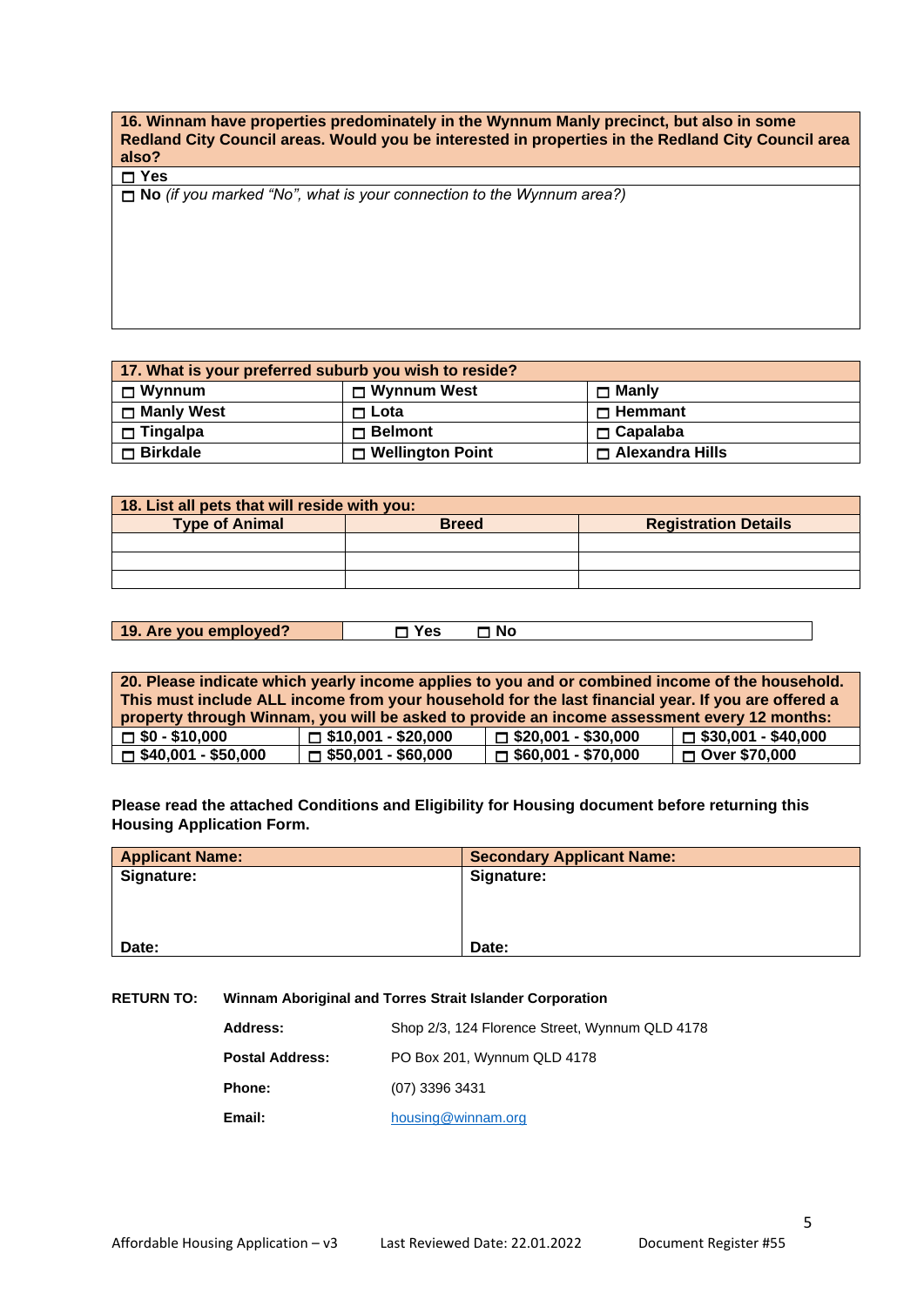| **16. Winnam have properties predominately in the Wynnum Manly precinct, but also in some Redland City Council areas. Would you be interested in properties in the Redland City Council area also?** |
|---|
| ☐ **Yes** |
| ☐ **No** *(if you marked "No", what is your connection to the Wynnum area?)* |

| **17. What is your preferred suburb you wish to reside?** | | |
|---|---|---|
| ☐ **Wynnum** | ☐ **Wynnum West** | ☐ **Manly** |
| ☐ **Manly West** | ☐ **Lota** | ☐ **Hemmant** |
| ☐ **Tingalpa** | ☐ **Belmont** | ☐ **Capalaba** |
| ☐ **Birkdale** | ☐ **Wellington Point** | ☐ **Alexandra Hills** |

| **18. List all pets that will reside with you:** | | |
|---|---|---|
| **Type of Animal** | **Breed** | **Registration Details** |
| | | |
| | | |
| | | |

| **19. Are you employed?** | ☐ **Yes** ☐ **No** |
|---|---|

| **20. Please indicate which yearly income applies to you and or combined income of the household. This must include ALL income from your household for the last financial year. If you are offered a property through Winnam, you will be asked to provide an income assessment every 12 months:** | | | |
|---|---|---|---|
| ☐ **$0 - $10,000** | ☐ **$10,001 - $20,000** | ☐ **$20,001 - $30,000** | ☐ **$30,001 - $40,000** |
| ☐ **$40,001 - $50,000** | ☐ **$50,001 - $60,000** | ☐ **$60,001 - $70,000** | ☐ **Over $70,000** |

**Please read the attached Conditions and Eligibility for Housing document before returning this Housing Application Form.**

| **Applicant Name:** | **Secondary Applicant Name:** |
|---|---|
| **Signature:** | **Signature:** |
| **Date:** | **Date:** |

**RETURN TO:** **Winnam Aboriginal and Torres Strait Islander Corporation**

| | |
|---|---|
| **Address:** | Shop 2/3, 124 Florence Street, Wynnum QLD 4178 |
| **Postal Address:** | PO Box 201, Wynnum QLD 4178 |
| **Phone:** | (07) 3396 3431 |
| **Email:** | housing@winnam.org |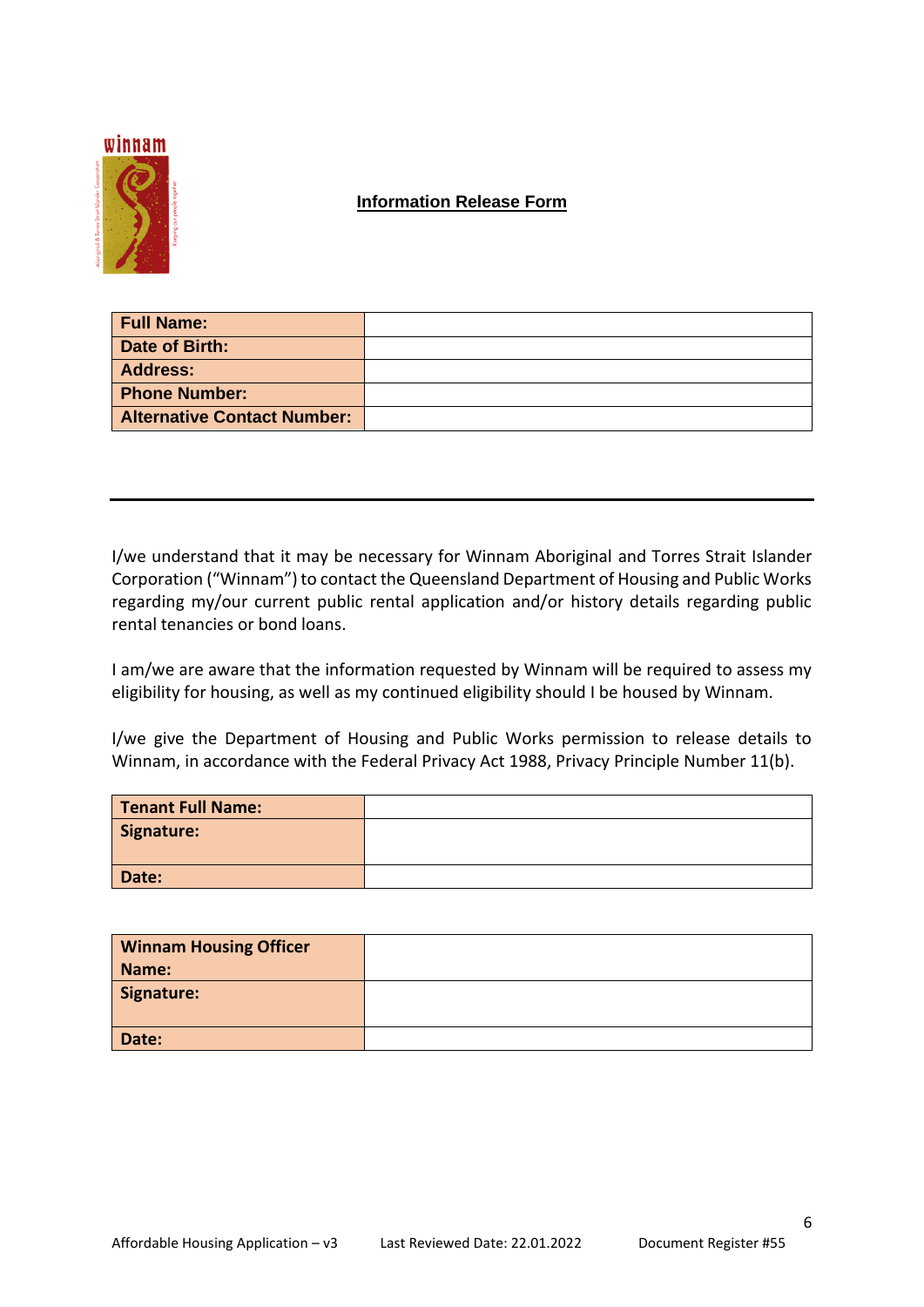## Information Release Form

| | |
|---|---|
| **Full Name:** | |
| **Date of Birth:** | |
| **Address:** | |
| **Phone Number:** | |
| **Alternative Contact Number:** | |

---

I/we understand that it may be necessary for Winnam Aboriginal and Torres Strait Islander Corporation ("Winnam") to contact the Queensland Department of Housing and Public Works regarding my/our current public rental application and/or history details regarding public rental tenancies or bond loans.

I am/we are aware that the information requested by Winnam will be required to assess my eligibility for housing, as well as my continued eligibility should I be housed by Winnam.

I/we give the Department of Housing and Public Works permission to release details to Winnam, in accordance with the Federal Privacy Act 1988, Privacy Principle Number 11(b).

| | |
|---|---|
| **Tenant Full Name:** | |
| **Signature:** | |
| **Date:** | |

| | |
|---|---|
| **Winnam Housing Officer Name:** | |
| **Signature:** | |
| **Date:** | |

Affordable Housing Application – v3    Last Reviewed Date: 22.01.2022    Document Register #55